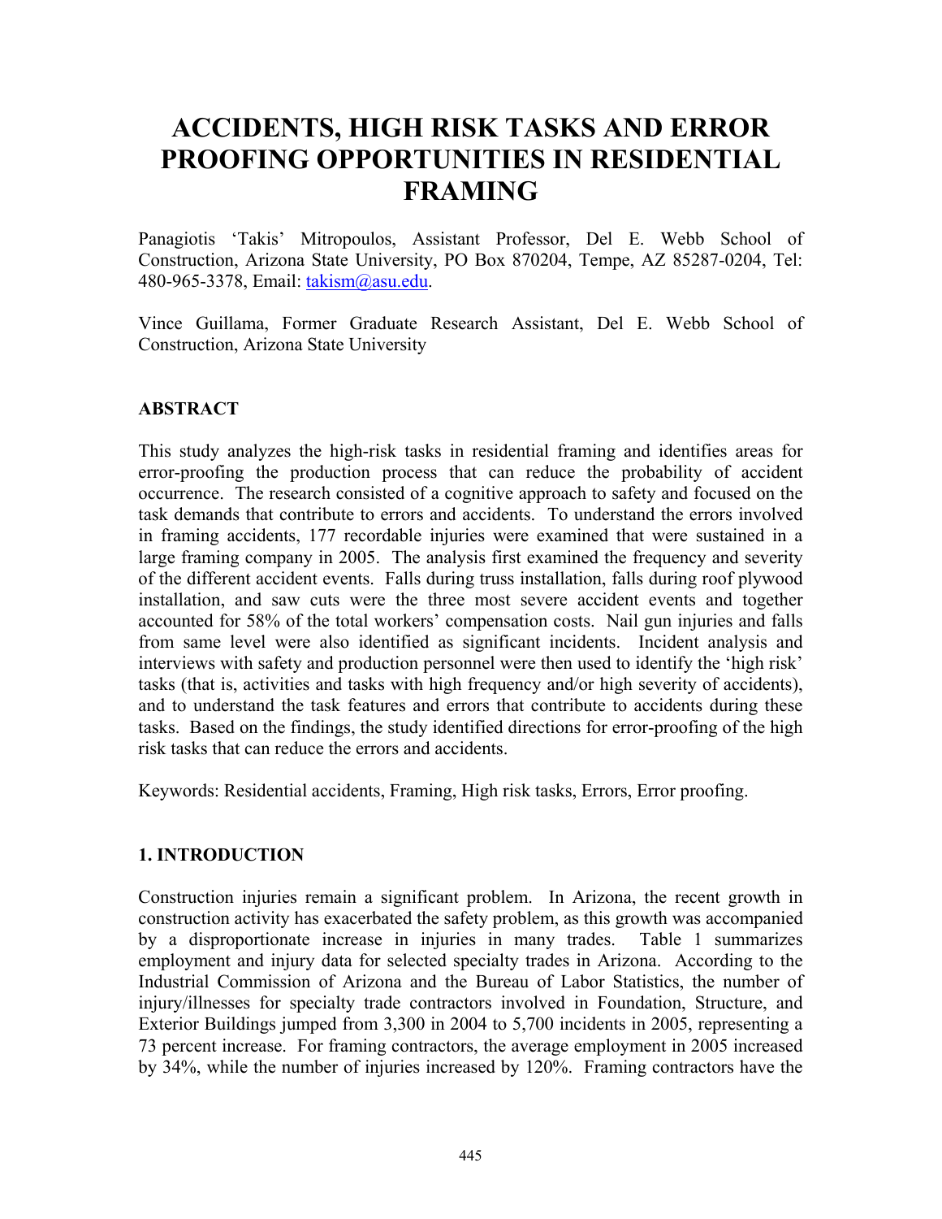# ACCIDENTS, HIGH RISK TASKS AND ERROR PROOFING OPPORTUNITIES IN RESIDENTIAL FRAMING

Panagiotis 'Takis' Mitropoulos, Assistant Professor, Del E. Webb School of Construction, Arizona State University, PO Box 870204, Tempe, AZ 85287-0204, Tel: 480-965-3378, Email: takism@asu.edu.

Vince Guillama, Former Graduate Research Assistant, Del E. Webb School of Construction, Arizona State University

## ABSTRACT

This study analyzes the high-risk tasks in residential framing and identifies areas for error-proofing the production process that can reduce the probability of accident occurrence. The research consisted of a cognitive approach to safety and focused on the task demands that contribute to errors and accidents. To understand the errors involved in framing accidents, 177 recordable injuries were examined that were sustained in a large framing company in 2005. The analysis first examined the frequency and severity of the different accident events. Falls during truss installation, falls during roof plywood installation, and saw cuts were the three most severe accident events and together accounted for 58% of the total workers' compensation costs. Nail gun injuries and falls from same level were also identified as significant incidents. Incident analysis and interviews with safety and production personnel were then used to identify the 'high risk' tasks (that is, activities and tasks with high frequency and/or high severity of accidents), and to understand the task features and errors that contribute to accidents during these tasks. Based on the findings, the study identified directions for error-proofing of the high risk tasks that can reduce the errors and accidents.

Keywords: Residential accidents, Framing, High risk tasks, Errors, Error proofing.

## 1. INTRODUCTION

Construction injuries remain a significant problem. In Arizona, the recent growth in construction activity has exacerbated the safety problem, as this growth was accompanied by a disproportionate increase in injuries in many trades. Table 1 summarizes employment and injury data for selected specialty trades in Arizona. According to the Industrial Commission of Arizona and the Bureau of Labor Statistics, the number of injury/illnesses for specialty trade contractors involved in Foundation, Structure, and Exterior Buildings jumped from 3,300 in 2004 to 5,700 incidents in 2005, representing a 73 percent increase. For framing contractors, the average employment in 2005 increased by 34%, while the number of injuries increased by 120%. Framing contractors have the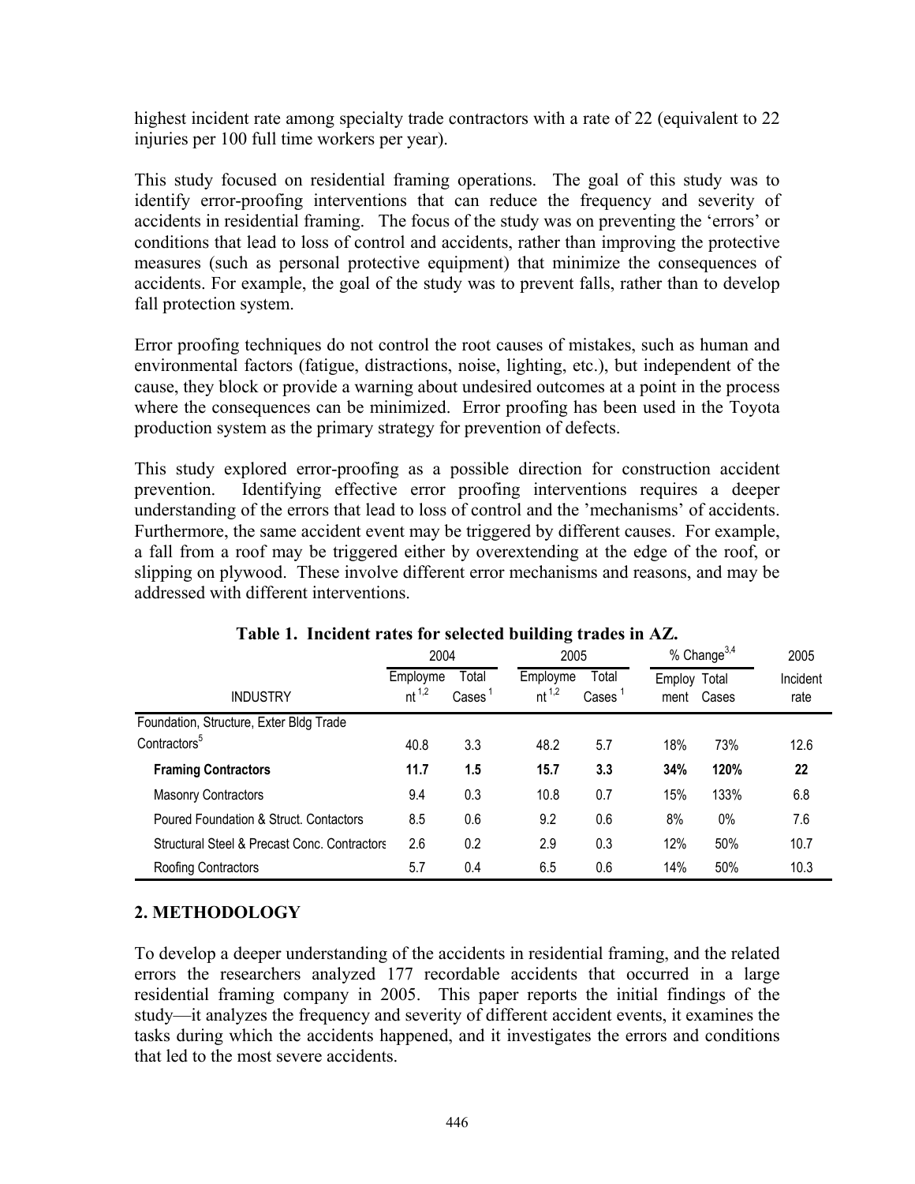highest incident rate among specialty trade contractors with a rate of 22 (equivalent to 22 injuries per 100 full time workers per year).

This study focused on residential framing operations. The goal of this study was to identify error-proofing interventions that can reduce the frequency and severity of accidents in residential framing. The focus of the study was on preventing the 'errors' or conditions that lead to loss of control and accidents, rather than improving the protective measures (such as personal protective equipment) that minimize the consequences of accidents. For example, the goal of the study was to prevent falls, rather than to develop fall protection system.

Error proofing techniques do not control the root causes of mistakes, such as human and environmental factors (fatigue, distractions, noise, lighting, etc.), but independent of the cause, they block or provide a warning about undesired outcomes at a point in the process where the consequences can be minimized. Error proofing has been used in the Toyota production system as the primary strategy for prevention of defects.

This study explored error-proofing as a possible direction for construction accident prevention. Identifying effective error proofing interventions requires a deeper understanding of the errors that lead to loss of control and the 'mechanisms' of accidents. Furthermore, the same accident event may be triggered by different causes. For example, a fall from a roof may be triggered either by overextending at the edge of the roof, or slipping on plywood. These involve different error mechanisms and reasons, and may be addressed with different interventions.

**Table 1. Incident rates for selected building trades in AZ.**

| | 2004 | | 2005 | | % Change[3,4] | | 2005 |
|---|---|---|---|---|---|---|---|
| INDUSTRY | Employment[1,2] | Total Cases[1] | Employment[1,2] | Total Cases[1] | Employment | Total Cases | Incident rate |
| Foundation, Structure, Exter Bldg Trade Contractors[5] | 40.8 | 3.3 | 48.2 | 5.7 | 18% | 73% | 12.6 |
| **Framing Contractors** | **11.7** | **1.5** | **15.7** | **3.3** | **34%** | **120%** | **22** |
| Masonry Contractors | 9.4 | 0.3 | 10.8 | 0.7 | 15% | 133% | 6.8 |
| Poured Foundation & Struct. Contactors | 8.5 | 0.6 | 9.2 | 0.6 | 8% | 0% | 7.6 |
| Structural Steel & Precast Conc. Contractors | 2.6 | 0.2 | 2.9 | 0.3 | 12% | 50% | 10.7 |
| Roofing Contractors | 5.7 | 0.4 | 6.5 | 0.6 | 14% | 50% | 10.3 |

## 2. METHODOLOGY

To develop a deeper understanding of the accidents in residential framing, and the related errors the researchers analyzed 177 recordable accidents that occurred in a large residential framing company in 2005. This paper reports the initial findings of the study—it analyzes the frequency and severity of different accident events, it examines the tasks during which the accidents happened, and it investigates the errors and conditions that led to the most severe accidents.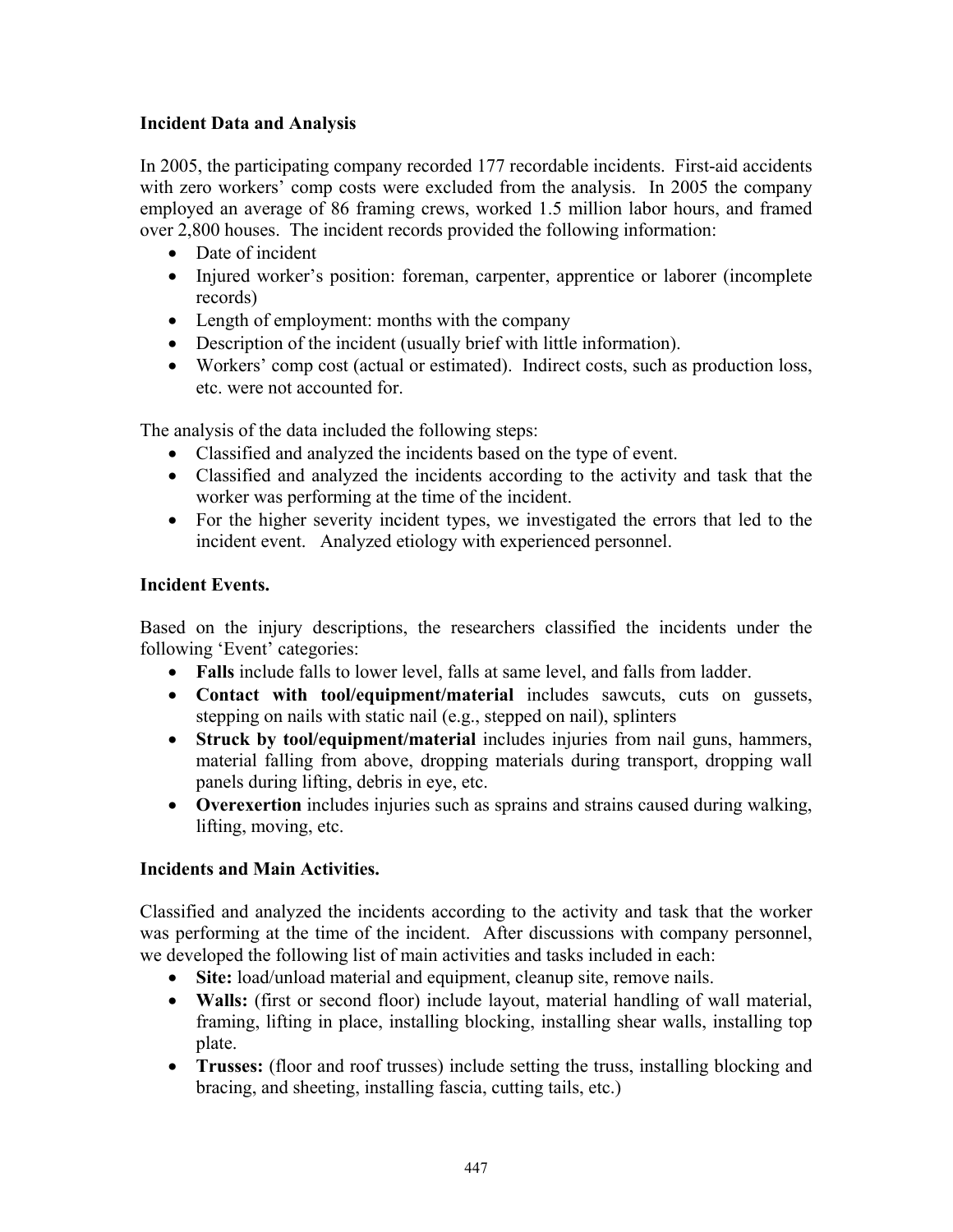**Incident Data and Analysis**

In 2005, the participating company recorded 177 recordable incidents. First-aid accidents with zero workers' comp costs were excluded from the analysis. In 2005 the company employed an average of 86 framing crews, worked 1.5 million labor hours, and framed over 2,800 houses. The incident records provided the following information:

- Date of incident
- Injured worker's position: foreman, carpenter, apprentice or laborer (incomplete records)
- Length of employment: months with the company
- Description of the incident (usually brief with little information).
- Workers' comp cost (actual or estimated). Indirect costs, such as production loss, etc. were not accounted for.

The analysis of the data included the following steps:

- Classified and analyzed the incidents based on the type of event.
- Classified and analyzed the incidents according to the activity and task that the worker was performing at the time of the incident.
- For the higher severity incident types, we investigated the errors that led to the incident event. Analyzed etiology with experienced personnel.

**Incident Events.**

Based on the injury descriptions, the researchers classified the incidents under the following 'Event' categories:

- **Falls** include falls to lower level, falls at same level, and falls from ladder.
- **Contact with tool/equipment/material** includes sawcuts, cuts on gussets, stepping on nails with static nail (e.g., stepped on nail), splinters
- **Struck by tool/equipment/material** includes injuries from nail guns, hammers, material falling from above, dropping materials during transport, dropping wall panels during lifting, debris in eye, etc.
- **Overexertion** includes injuries such as sprains and strains caused during walking, lifting, moving, etc.

**Incidents and Main Activities.**

Classified and analyzed the incidents according to the activity and task that the worker was performing at the time of the incident. After discussions with company personnel, we developed the following list of main activities and tasks included in each:

- **Site:** load/unload material and equipment, cleanup site, remove nails.
- **Walls:** (first or second floor) include layout, material handling of wall material, framing, lifting in place, installing blocking, installing shear walls, installing top plate.
- **Trusses:** (floor and roof trusses) include setting the truss, installing blocking and bracing, and sheeting, installing fascia, cutting tails, etc.)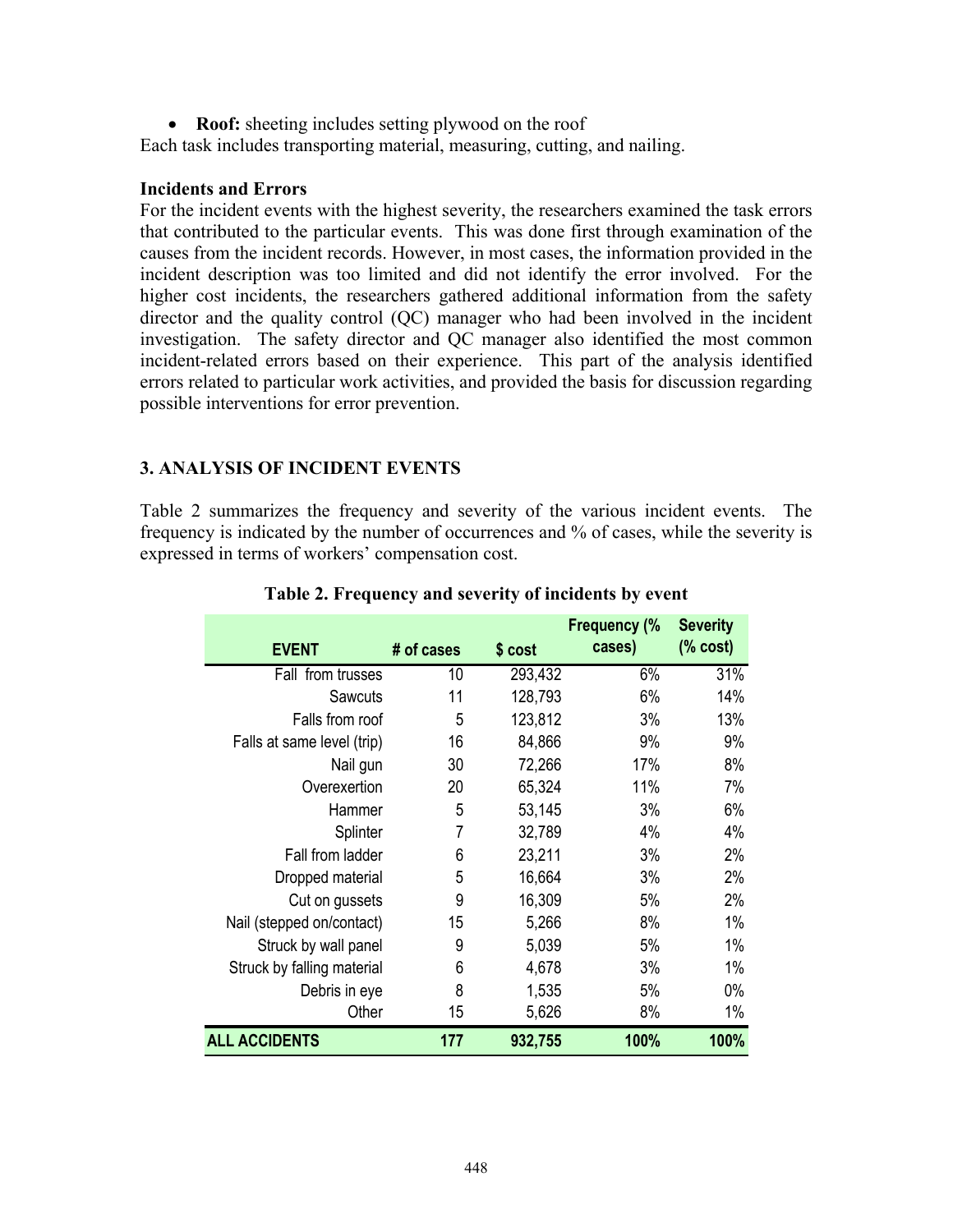- **Roof:** sheeting includes setting plywood on the roof

Each task includes transporting material, measuring, cutting, and nailing.

**Incidents and Errors**

For the incident events with the highest severity, the researchers examined the task errors that contributed to the particular events. This was done first through examination of the causes from the incident records. However, in most cases, the information provided in the incident description was too limited and did not identify the error involved. For the higher cost incidents, the researchers gathered additional information from the safety director and the quality control (QC) manager who had been involved in the incident investigation. The safety director and QC manager also identified the most common incident-related errors based on their experience. This part of the analysis identified errors related to particular work activities, and provided the basis for discussion regarding possible interventions for error prevention.

## 3. ANALYSIS OF INCIDENT EVENTS

Table 2 summarizes the frequency and severity of the various incident events. The frequency is indicated by the number of occurrences and % of cases, while the severity is expressed in terms of workers' compensation cost.

**Table 2. Frequency and severity of incidents by event**

| EVENT | # of cases | $ cost | Frequency (% cases) | Severity (% cost) |
|---|---|---|---|---|
| Fall from trusses | 10 | 293,432 | 6% | 31% |
| Sawcuts | 11 | 128,793 | 6% | 14% |
| Falls from roof | 5 | 123,812 | 3% | 13% |
| Falls at same level (trip) | 16 | 84,866 | 9% | 9% |
| Nail gun | 30 | 72,266 | 17% | 8% |
| Overexertion | 20 | 65,324 | 11% | 7% |
| Hammer | 5 | 53,145 | 3% | 6% |
| Splinter | 7 | 32,789 | 4% | 4% |
| Fall from ladder | 6 | 23,211 | 3% | 2% |
| Dropped material | 5 | 16,664 | 3% | 2% |
| Cut on gussets | 9 | 16,309 | 5% | 2% |
| Nail (stepped on/contact) | 15 | 5,266 | 8% | 1% |
| Struck by wall panel | 9 | 5,039 | 5% | 1% |
| Struck by falling material | 6 | 4,678 | 3% | 1% |
| Debris in eye | 8 | 1,535 | 5% | 0% |
| Other | 15 | 5,626 | 8% | 1% |
| **ALL ACCIDENTS** | **177** | **932,755** | **100%** | **100%** |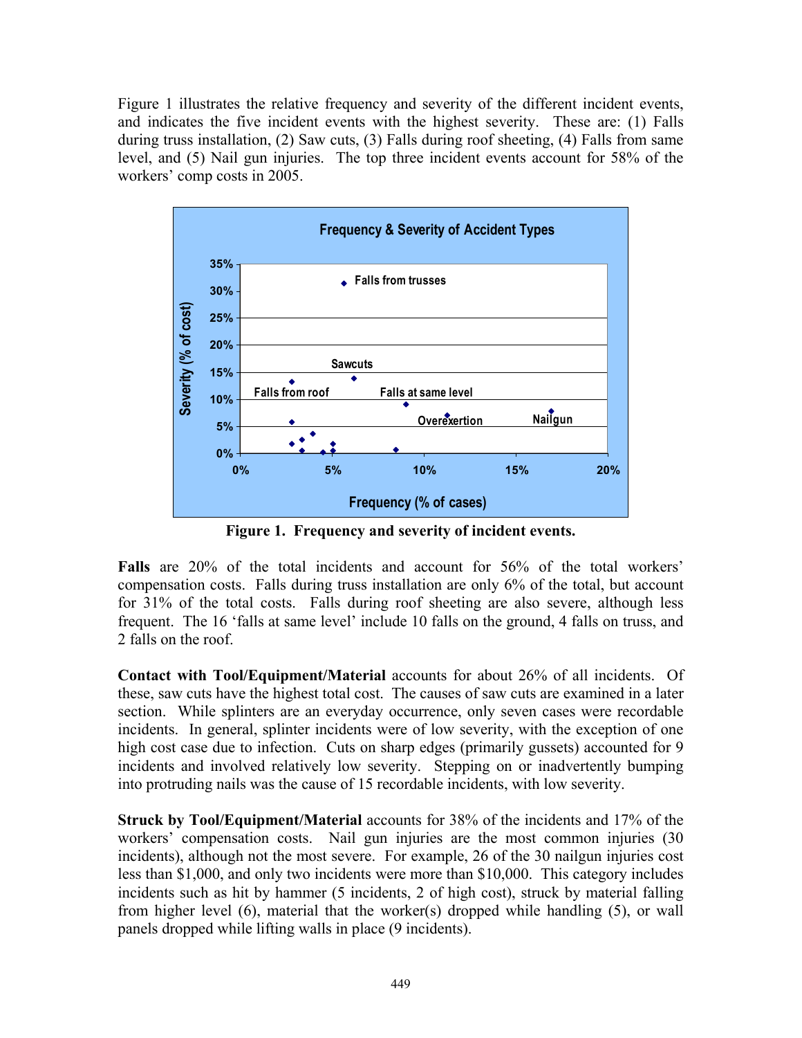Figure 1 illustrates the relative frequency and severity of the different incident events, and indicates the five incident events with the highest severity. These are: (1) Falls during truss installation, (2) Saw cuts, (3) Falls during roof sheeting, (4) Falls from same level, and (5) Nail gun injuries. The top three incident events account for 58% of the workers' comp costs in 2005.

**Figure 1. Frequency and severity of incident events.**

**Falls** are 20% of the total incidents and account for 56% of the total workers' compensation costs. Falls during truss installation are only 6% of the total, but account for 31% of the total costs. Falls during roof sheeting are also severe, although less frequent. The 16 'falls at same level' include 10 falls on the ground, 4 falls on truss, and 2 falls on the roof.

**Contact with Tool/Equipment/Material** accounts for about 26% of all incidents. Of these, saw cuts have the highest total cost. The causes of saw cuts are examined in a later section. While splinters are an everyday occurrence, only seven cases were recordable incidents. In general, splinter incidents were of low severity, with the exception of one high cost case due to infection. Cuts on sharp edges (primarily gussets) accounted for 9 incidents and involved relatively low severity. Stepping on or inadvertently bumping into protruding nails was the cause of 15 recordable incidents, with low severity.

**Struck by Tool/Equipment/Material** accounts for 38% of the incidents and 17% of the workers' compensation costs. Nail gun injuries are the most common injuries (30 incidents), although not the most severe. For example, 26 of the 30 nailgun injuries cost less than $1,000, and only two incidents were more than $10,000. This category includes incidents such as hit by hammer (5 incidents, 2 of high cost), struck by material falling from higher level (6), material that the worker(s) dropped while handling (5), or wall panels dropped while lifting walls in place (9 incidents).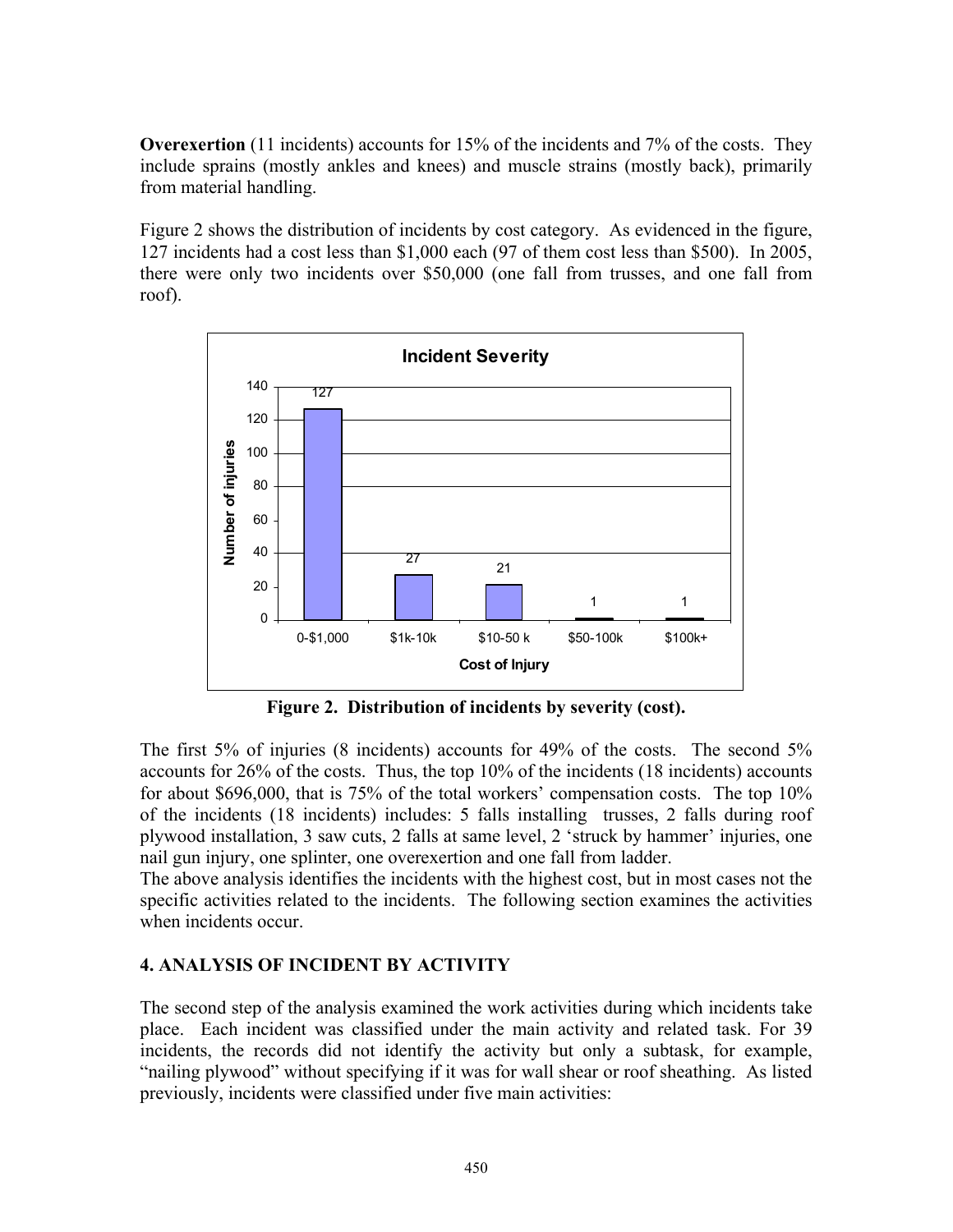**Overexertion** (11 incidents) accounts for 15% of the incidents and 7% of the costs. They include sprains (mostly ankles and knees) and muscle strains (mostly back), primarily from material handling.

Figure 2 shows the distribution of incidents by cost category. As evidenced in the figure, 127 incidents had a cost less than $1,000 each (97 of them cost less than $500). In 2005, there were only two incidents over $50,000 (one fall from trusses, and one fall from roof).

**Figure 2. Distribution of incidents by severity (cost).**

The first 5% of injuries (8 incidents) accounts for 49% of the costs. The second 5% accounts for 26% of the costs. Thus, the top 10% of the incidents (18 incidents) accounts for about $696,000, that is 75% of the total workers' compensation costs. The top 10% of the incidents (18 incidents) includes: 5 falls installing trusses, 2 falls during roof plywood installation, 3 saw cuts, 2 falls at same level, 2 'struck by hammer' injuries, one nail gun injury, one splinter, one overexertion and one fall from ladder.

The above analysis identifies the incidents with the highest cost, but in most cases not the specific activities related to the incidents. The following section examines the activities when incidents occur.

## 4. ANALYSIS OF INCIDENT BY ACTIVITY

The second step of the analysis examined the work activities during which incidents take place. Each incident was classified under the main activity and related task. For 39 incidents, the records did not identify the activity but only a subtask, for example, "nailing plywood" without specifying if it was for wall shear or roof sheathing. As listed previously, incidents were classified under five main activities: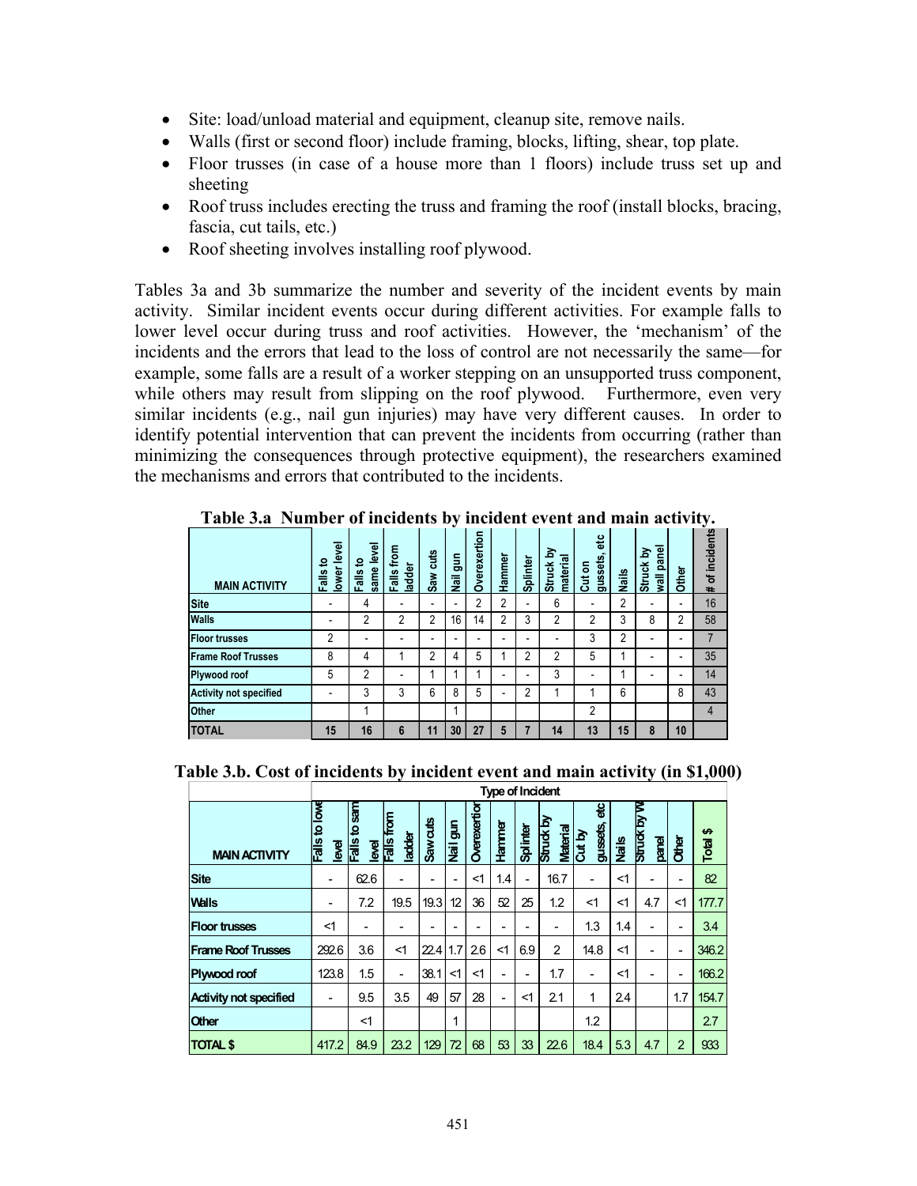- Site: load/unload material and equipment, cleanup site, remove nails.
- Walls (first or second floor) include framing, blocks, lifting, shear, top plate.
- Floor trusses (in case of a house more than 1 floors) include truss set up and sheeting
- Roof truss includes erecting the truss and framing the roof (install blocks, bracing, fascia, cut tails, etc.)
- Roof sheeting involves installing roof plywood.

Tables 3a and 3b summarize the number and severity of the incident events by main activity. Similar incident events occur during different activities. For example falls to lower level occur during truss and roof activities. However, the 'mechanism' of the incidents and the errors that lead to the loss of control are not necessarily the same—for example, some falls are a result of a worker stepping on an unsupported truss component, while others may result from slipping on the roof plywood. Furthermore, even very similar incidents (e.g., nail gun injuries) may have very different causes. In order to identify potential intervention that can prevent the incidents from occurring (rather than minimizing the consequences through protective equipment), the researchers examined the mechanisms and errors that contributed to the incidents.

**Table 3.a Number of incidents by incident event and main activity.**

| MAIN ACTIVITY | Falls to lower level | Falls to same level | Falls from ladder | Saw cuts | Nail gun | Overexertion | Hammer | Splinter | Struck by material | Cut on gussets, etc | Nails | Struck by wall panel | Other | # of incidents |
|---|---|---|---|---|---|---|---|---|---|---|---|---|---|---|
| Site | - | 4 | - | - | - | 2 | 2 | - | 6 | - | 2 | - | - | 16 |
| Walls | - | 2 | 2 | 2 | 16 | 14 | 2 | 3 | 2 | 2 | 3 | 8 | 2 | 58 |
| Floor trusses | 2 | - | - | - | - | - | - | - | - | 3 | 2 | - | - | 7 |
| Frame Roof Trusses | 8 | 4 | 1 | 2 | 4 | 5 | 1 | 2 | 2 | 5 | 1 | - | - | 35 |
| Plywood roof | 5 | 2 | - | 1 | 1 | 1 | - | - | 3 | - | 1 | - | - | 14 |
| Activity not specified | - | 3 | 3 | 6 | 8 | 5 | - | 2 | 1 | 1 | 6 | | 8 | 43 |
| Other | | 1 | | | 1 | | | | | 2 | | | | 4 |
| TOTAL | 15 | 16 | 6 | 11 | 30 | 27 | 5 | 7 | 14 | 13 | 15 | 8 | 10 | |

**Table 3.b. Cost of incidents by incident event and main activity (in $1,000)**

| | Type of Incident | | | | | | | | | | | | | |
|---|---|---|---|---|---|---|---|---|---|---|---|---|---|---|
| MAIN ACTIVITY | Falls to lower level | Falls to same level | Falls from ladder | Saw cuts | Nail gun | Overexertion | Hammer | Splinter | Struck by Material | Cut by gussets, etc | Nails | Struck by W panel | Other | Total $ |
| Site | - | 62.6 | - | - | - | <1 | 1.4 | - | 16.7 | - | <1 | - | - | 82 |
| Walls | - | 7.2 | 19.5 | 19.3 | 12 | 36 | 52 | 25 | 1.2 | <1 | <1 | 4.7 | <1 | 177.7 |
| Floor trusses | <1 | - | - | - | - | - | - | - | - | 1.3 | 1.4 | - | - | 3.4 |
| Frame Roof Trusses | 292.6 | 3.6 | <1 | 22.4 | 1.7 | 2.6 | <1 | 6.9 | 2 | 14.8 | <1 | - | - | 346.2 |
| Plywood roof | 123.8 | 1.5 | - | 38.1 | <1 | <1 | - | - | 1.7 | - | <1 | - | - | 166.2 |
| Activity not specified | - | 9.5 | 3.5 | 49 | 57 | 28 | - | <1 | 2.1 | 1 | 2.4 | | 1.7 | 154.7 |
| Other | | <1 | | | 1 | | | | | 1.2 | | | | 2.7 |
| TOTAL $ | 417.2 | 84.9 | 23.2 | 129 | 72 | 68 | 53 | 33 | 22.6 | 18.4 | 5.3 | 4.7 | 2 | 933 |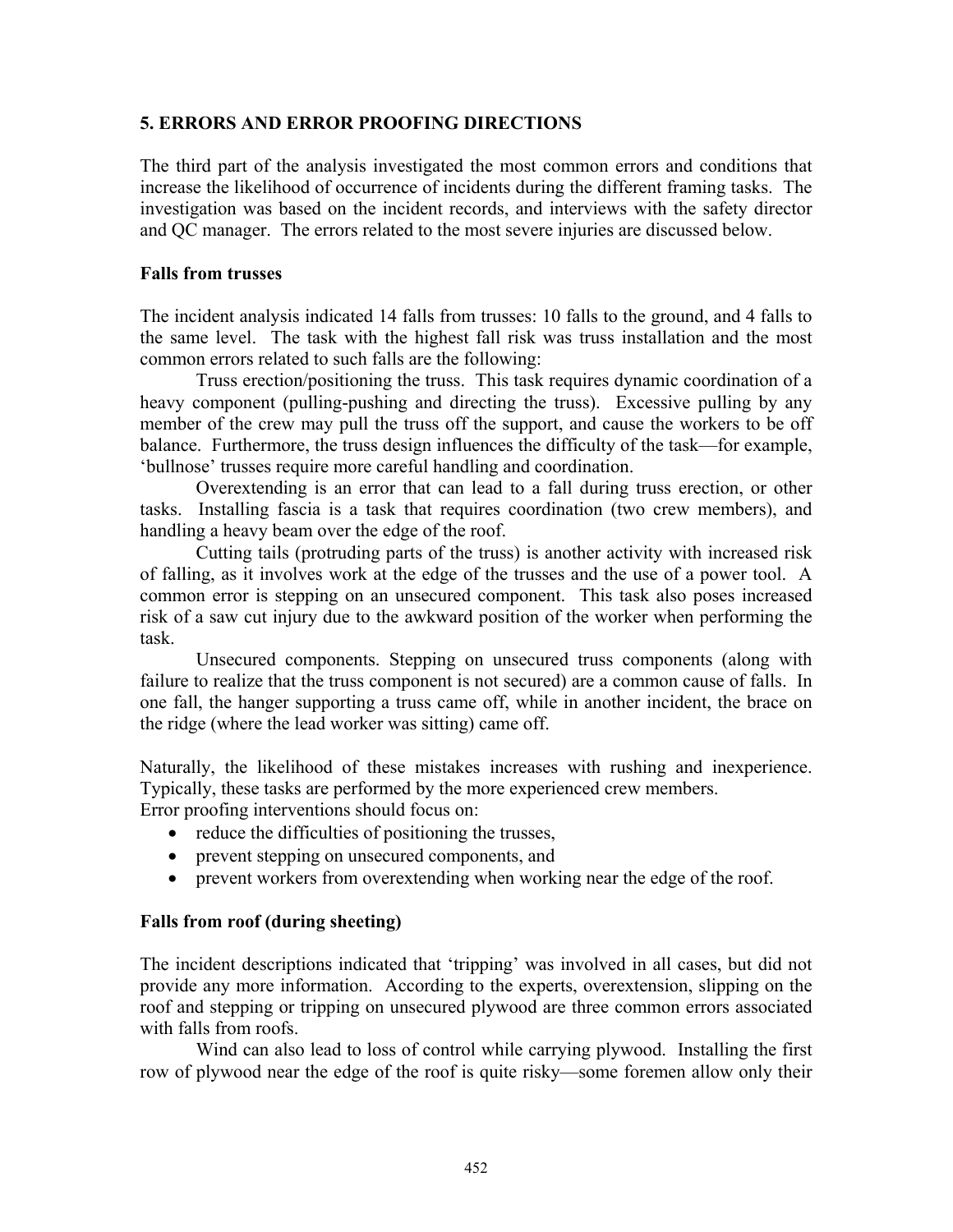## 5. ERRORS AND ERROR PROOFING DIRECTIONS

The third part of the analysis investigated the most common errors and conditions that increase the likelihood of occurrence of incidents during the different framing tasks. The investigation was based on the incident records, and interviews with the safety director and QC manager. The errors related to the most severe injuries are discussed below.

### Falls from trusses

The incident analysis indicated 14 falls from trusses: 10 falls to the ground, and 4 falls to the same level. The task with the highest fall risk was truss installation and the most common errors related to such falls are the following:

Truss erection/positioning the truss. This task requires dynamic coordination of a heavy component (pulling-pushing and directing the truss). Excessive pulling by any member of the crew may pull the truss off the support, and cause the workers to be off balance. Furthermore, the truss design influences the difficulty of the task—for example, 'bullnose' trusses require more careful handling and coordination.

Overextending is an error that can lead to a fall during truss erection, or other tasks. Installing fascia is a task that requires coordination (two crew members), and handling a heavy beam over the edge of the roof.

Cutting tails (protruding parts of the truss) is another activity with increased risk of falling, as it involves work at the edge of the trusses and the use of a power tool. A common error is stepping on an unsecured component. This task also poses increased risk of a saw cut injury due to the awkward position of the worker when performing the task.

Unsecured components. Stepping on unsecured truss components (along with failure to realize that the truss component is not secured) are a common cause of falls. In one fall, the hanger supporting a truss came off, while in another incident, the brace on the ridge (where the lead worker was sitting) came off.

Naturally, the likelihood of these mistakes increases with rushing and inexperience. Typically, these tasks are performed by the more experienced crew members.
Error proofing interventions should focus on:

- reduce the difficulties of positioning the trusses,
- prevent stepping on unsecured components, and
- prevent workers from overextending when working near the edge of the roof.

### Falls from roof (during sheeting)

The incident descriptions indicated that 'tripping' was involved in all cases, but did not provide any more information. According to the experts, overextension, slipping on the roof and stepping or tripping on unsecured plywood are three common errors associated with falls from roofs.

Wind can also lead to loss of control while carrying plywood. Installing the first row of plywood near the edge of the roof is quite risky—some foremen allow only their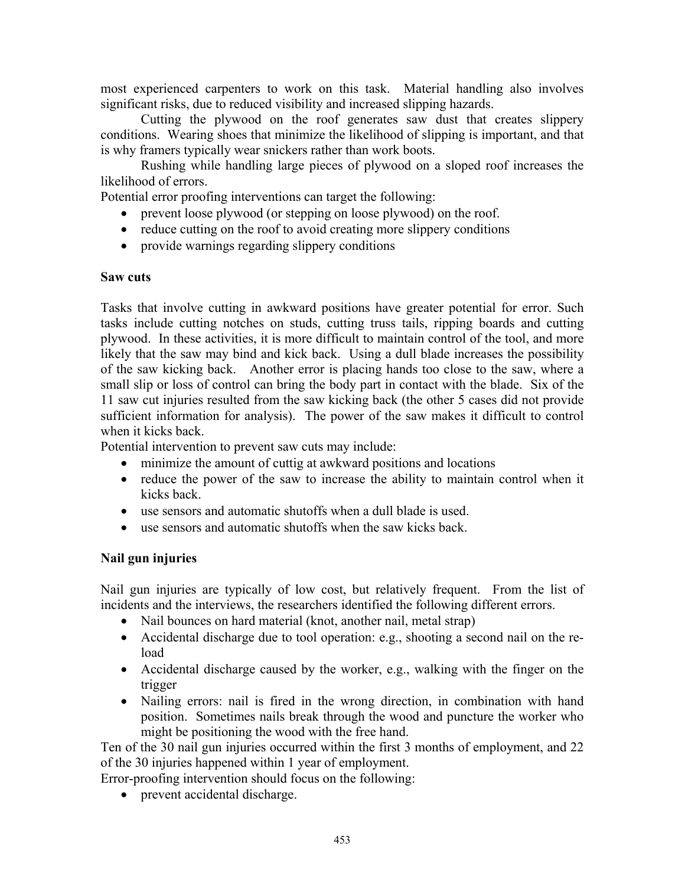most experienced carpenters to work on this task. Material handling also involves significant risks, due to reduced visibility and increased slipping hazards.

Cutting the plywood on the roof generates saw dust that creates slippery conditions. Wearing shoes that minimize the likelihood of slipping is important, and that is why framers typically wear snickers rather than work boots.

Rushing while handling large pieces of plywood on a sloped roof increases the likelihood of errors.

Potential error proofing interventions can target the following:

- prevent loose plywood (or stepping on loose plywood) on the roof.
- reduce cutting on the roof to avoid creating more slippery conditions
- provide warnings regarding slippery conditions

**Saw cuts**

Tasks that involve cutting in awkward positions have greater potential for error. Such tasks include cutting notches on studs, cutting truss tails, ripping boards and cutting plywood. In these activities, it is more difficult to maintain control of the tool, and more likely that the saw may bind and kick back. Using a dull blade increases the possibility of the saw kicking back. Another error is placing hands too close to the saw, where a small slip or loss of control can bring the body part in contact with the blade. Six of the 11 saw cut injuries resulted from the saw kicking back (the other 5 cases did not provide sufficient information for analysis). The power of the saw makes it difficult to control when it kicks back.

Potential intervention to prevent saw cuts may include:

- minimize the amount of cuttig at awkward positions and locations
- reduce the power of the saw to increase the ability to maintain control when it kicks back.
- use sensors and automatic shutoffs when a dull blade is used.
- use sensors and automatic shutoffs when the saw kicks back.

**Nail gun injuries**

Nail gun injuries are typically of low cost, but relatively frequent. From the list of incidents and the interviews, the researchers identified the following different errors.

- Nail bounces on hard material (knot, another nail, metal strap)
- Accidental discharge due to tool operation: e.g., shooting a second nail on the re-load
- Accidental discharge caused by the worker, e.g., walking with the finger on the trigger
- Nailing errors: nail is fired in the wrong direction, in combination with hand position. Sometimes nails break through the wood and puncture the worker who might be positioning the wood with the free hand.

Ten of the 30 nail gun injuries occurred within the first 3 months of employment, and 22 of the 30 injuries happened within 1 year of employment.

Error-proofing intervention should focus on the following:

- prevent accidental discharge.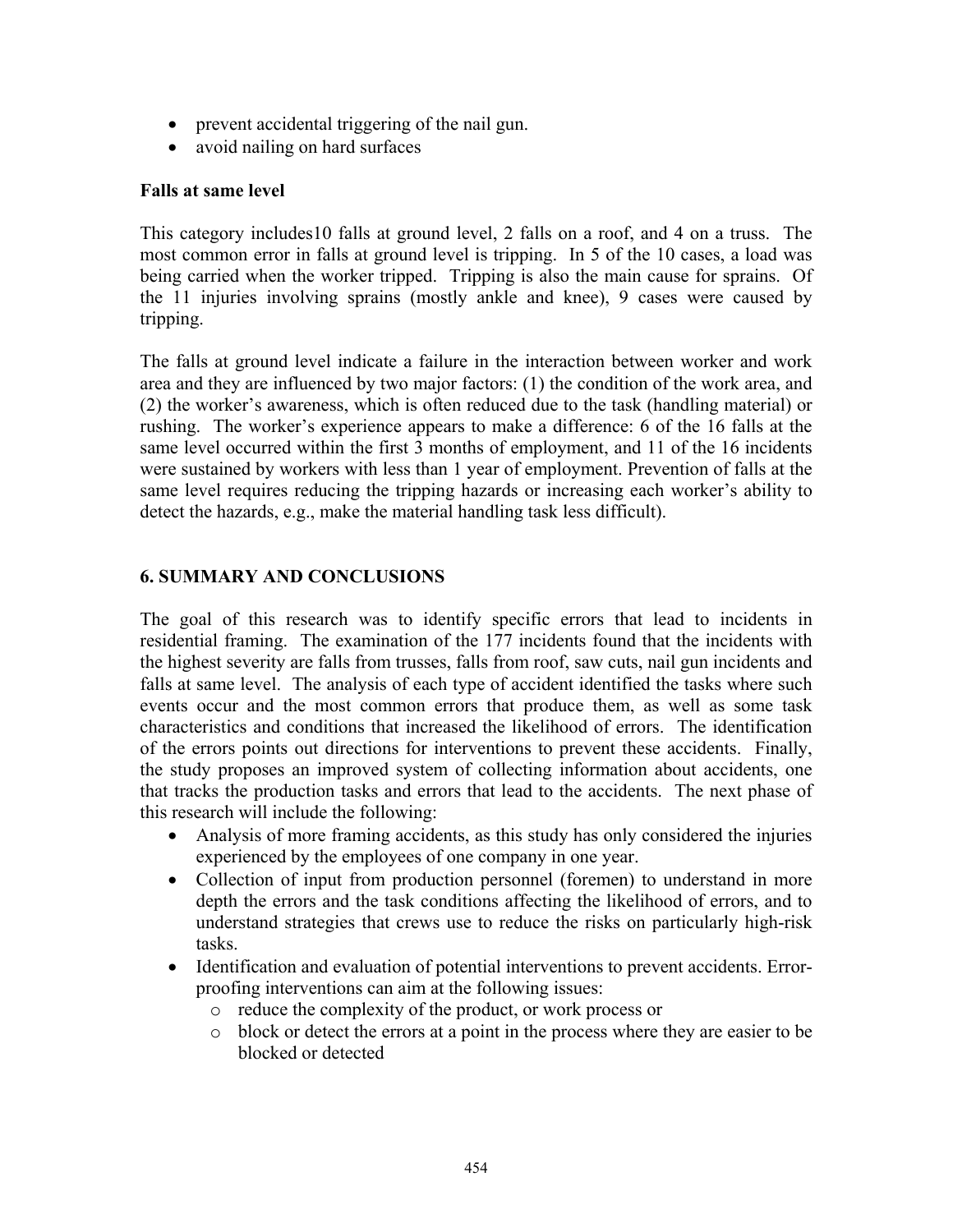- prevent accidental triggering of the nail gun.
- avoid nailing on hard surfaces

**Falls at same level**

This category includes10 falls at ground level, 2 falls on a roof, and 4 on a truss. The most common error in falls at ground level is tripping. In 5 of the 10 cases, a load was being carried when the worker tripped. Tripping is also the main cause for sprains. Of the 11 injuries involving sprains (mostly ankle and knee), 9 cases were caused by tripping.

The falls at ground level indicate a failure in the interaction between worker and work area and they are influenced by two major factors: (1) the condition of the work area, and (2) the worker's awareness, which is often reduced due to the task (handling material) or rushing. The worker's experience appears to make a difference: 6 of the 16 falls at the same level occurred within the first 3 months of employment, and 11 of the 16 incidents were sustained by workers with less than 1 year of employment. Prevention of falls at the same level requires reducing the tripping hazards or increasing each worker's ability to detect the hazards, e.g., make the material handling task less difficult).

## 6. SUMMARY AND CONCLUSIONS

The goal of this research was to identify specific errors that lead to incidents in residential framing. The examination of the 177 incidents found that the incidents with the highest severity are falls from trusses, falls from roof, saw cuts, nail gun incidents and falls at same level. The analysis of each type of accident identified the tasks where such events occur and the most common errors that produce them, as well as some task characteristics and conditions that increased the likelihood of errors. The identification of the errors points out directions for interventions to prevent these accidents. Finally, the study proposes an improved system of collecting information about accidents, one that tracks the production tasks and errors that lead to the accidents. The next phase of this research will include the following:

- Analysis of more framing accidents, as this study has only considered the injuries experienced by the employees of one company in one year.
- Collection of input from production personnel (foremen) to understand in more depth the errors and the task conditions affecting the likelihood of errors, and to understand strategies that crews use to reduce the risks on particularly high-risk tasks.
- Identification and evaluation of potential interventions to prevent accidents. Error-proofing interventions can aim at the following issues:
  - reduce the complexity of the product, or work process or
  - block or detect the errors at a point in the process where they are easier to be blocked or detected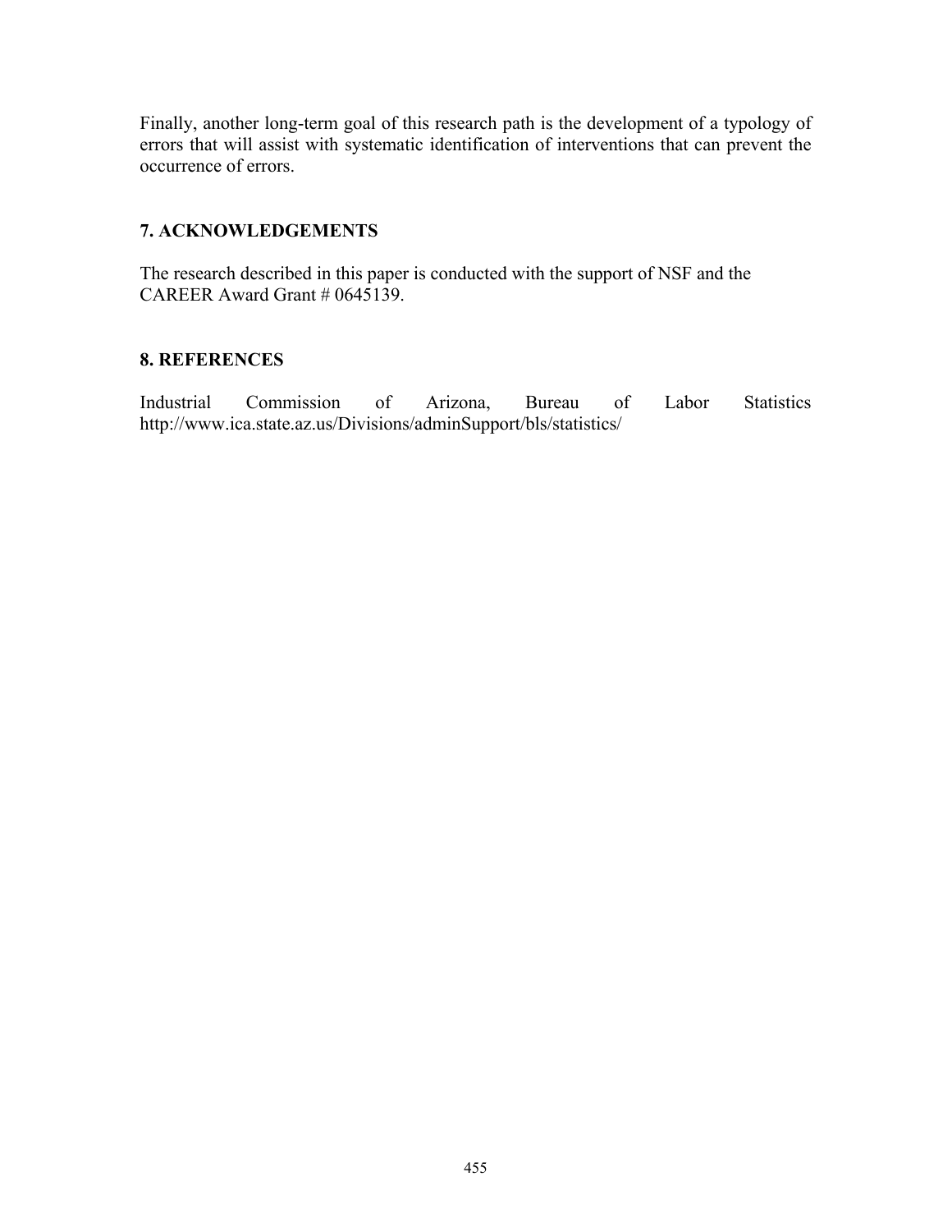Finally, another long-term goal of this research path is the development of a typology of errors that will assist with systematic identification of interventions that can prevent the occurrence of errors.

## 7. ACKNOWLEDGEMENTS

The research described in this paper is conducted with the support of NSF and the CAREER Award Grant # 0645139.

## 8. REFERENCES

Industrial Commission of Arizona, Bureau of Labor Statistics http://www.ica.state.az.us/Divisions/adminSupport/bls/statistics/